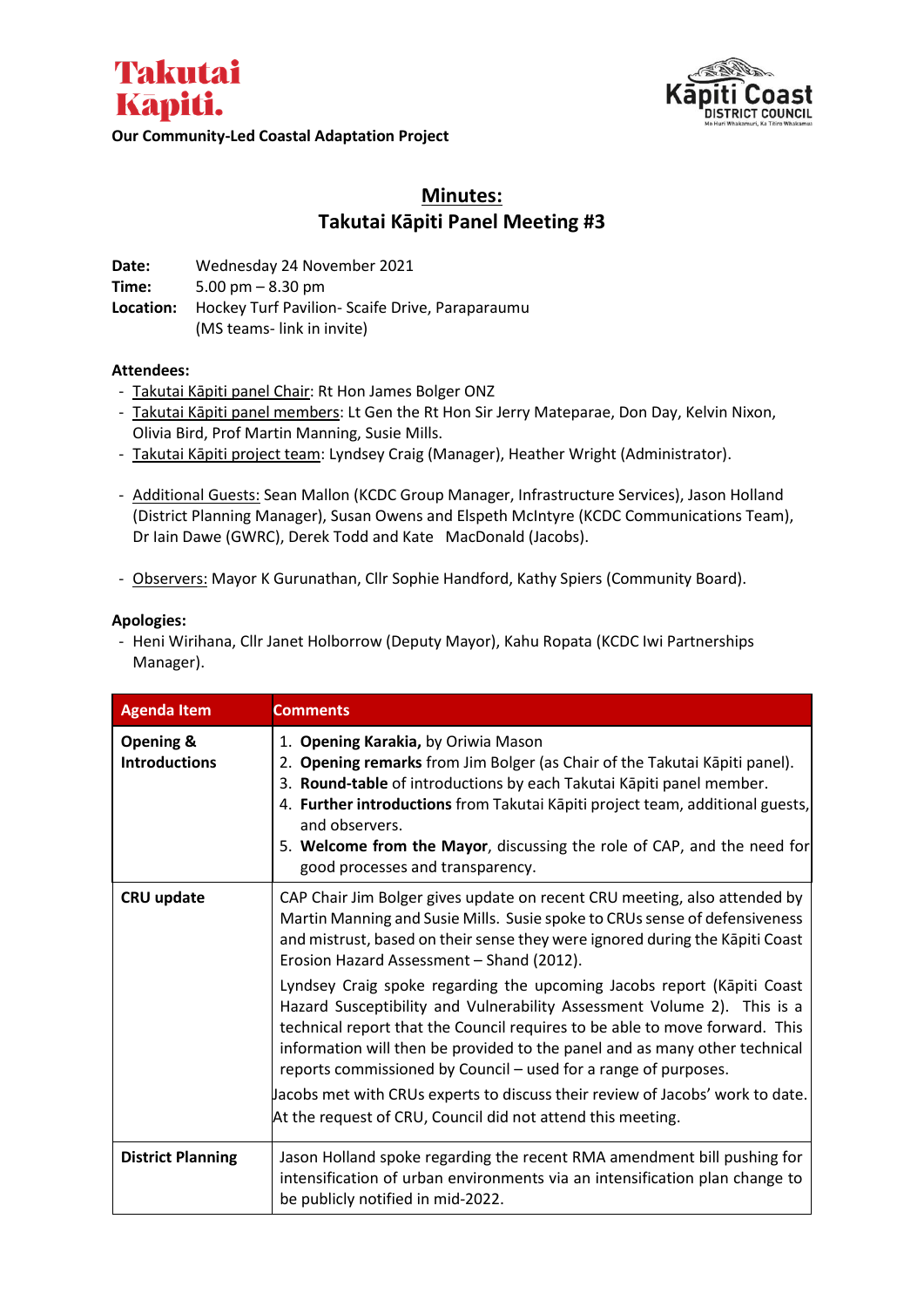**Takutai Kāpiti.**

**Our Community-Led Coastal Adaptation Project**

Kāpiti Coast DISTRICT COUNCIL

# Minutes:
## Takutai Kāpiti Panel Meeting #3

**Date:** Wednesday 24 November 2021
**Time:** 5.00 pm – 8.30 pm
**Location:** Hockey Turf Pavilion- Scaife Drive, Paraparaumu
(MS teams- link in invite)

**Attendees:**

- Takutai Kāpiti panel Chair: Rt Hon James Bolger ONZ
- Takutai Kāpiti panel members: Lt Gen the Rt Hon Sir Jerry Mateparae, Don Day, Kelvin Nixon, Olivia Bird, Prof Martin Manning, Susie Mills.
- Takutai Kāpiti project team: Lyndsey Craig (Manager), Heather Wright (Administrator).
- Additional Guests: Sean Mallon (KCDC Group Manager, Infrastructure Services), Jason Holland (District Planning Manager), Susan Owens and Elspeth McIntyre (KCDC Communications Team), Dr Iain Dawe (GWRC), Derek Todd and Kate MacDonald (Jacobs).
- Observers: Mayor K Gurunathan, Cllr Sophie Handford, Kathy Spiers (Community Board).

**Apologies:**

- Heni Wirihana, Cllr Janet Holborrow (Deputy Mayor), Kahu Ropata (KCDC Iwi Partnerships Manager).

| Agenda Item | Comments |
|---|---|
| **Opening & Introductions** | 1. **Opening Karakia,** by Oriwia Mason<br>2. **Opening remarks** from Jim Bolger (as Chair of the Takutai Kāpiti panel).<br>3. **Round-table** of introductions by each Takutai Kāpiti panel member.<br>4. **Further introductions** from Takutai Kāpiti project team, additional guests, and observers.<br>5. **Welcome from the Mayor**, discussing the role of CAP, and the need for good processes and transparency. |
| **CRU update** | CAP Chair Jim Bolger gives update on recent CRU meeting, also attended by Martin Manning and Susie Mills. Susie spoke to CRUs sense of defensiveness and mistrust, based on their sense they were ignored during the Kāpiti Coast Erosion Hazard Assessment – Shand (2012).<br><br>Lyndsey Craig spoke regarding the upcoming Jacobs report (Kāpiti Coast Hazard Susceptibility and Vulnerability Assessment Volume 2). This is a technical report that the Council requires to be able to move forward. This information will then be provided to the panel and as many other technical reports commissioned by Council – used for a range of purposes.<br><br>Jacobs met with CRUs experts to discuss their review of Jacobs' work to date. At the request of CRU, Council did not attend this meeting. |
| **District Planning** | Jason Holland spoke regarding the recent RMA amendment bill pushing for intensification of urban environments via an intensification plan change to be publicly notified in mid-2022. |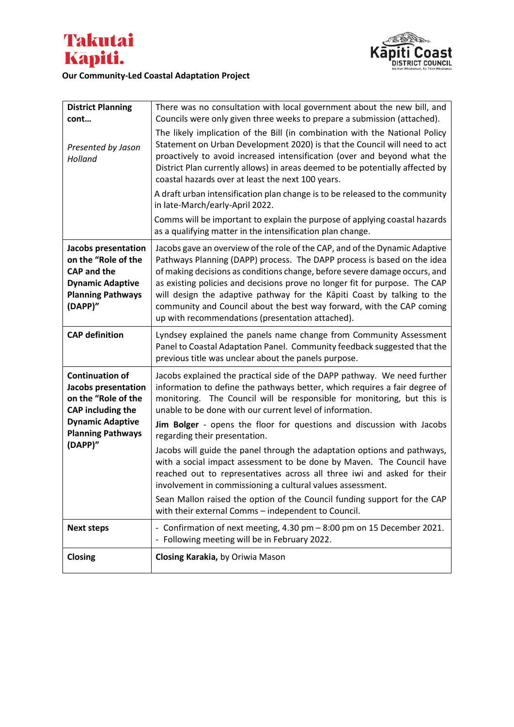**Takutai Kāpiti.**

**Our Community-Led Coastal Adaptation Project**

| | |
|---|---|
| **District Planning cont…**<br><br>*Presented by Jason Holland* | There was no consultation with local government about the new bill, and Councils were only given three weeks to prepare a submission (attached).<br><br>The likely implication of the Bill (in combination with the National Policy Statement on Urban Development 2020) is that the Council will need to act proactively to avoid increased intensification (over and beyond what the District Plan currently allows) in areas deemed to be potentially affected by coastal hazards over at least the next 100 years.<br><br>A draft urban intensification plan change is to be released to the community in late-March/early-April 2022.<br><br>Comms will be important to explain the purpose of applying coastal hazards as a qualifying matter in the intensification plan change. |
| **Jacobs presentation on the "Role of the CAP and the Dynamic Adaptive Planning Pathways (DAPP)"** | Jacobs gave an overview of the role of the CAP, and of the Dynamic Adaptive Pathways Planning (DAPP) process. The DAPP process is based on the idea of making decisions as conditions change, before severe damage occurs, and as existing policies and decisions prove no longer fit for purpose. The CAP will design the adaptive pathway for the Kāpiti Coast by talking to the community and Council about the best way forward, with the CAP coming up with recommendations (presentation attached). |
| **CAP definition** | Lyndsey explained the panels name change from Community Assessment Panel to Coastal Adaptation Panel. Community feedback suggested that the previous title was unclear about the panels purpose. |
| **Continuation of Jacobs presentation on the "Role of the CAP including the Dynamic Adaptive Planning Pathways (DAPP)"** | Jacobs explained the practical side of the DAPP pathway. We need further information to define the pathways better, which requires a fair degree of monitoring. The Council will be responsible for monitoring, but this is unable to be done with our current level of information.<br><br>**Jim Bolger** - opens the floor for questions and discussion with Jacobs regarding their presentation.<br><br>Jacobs will guide the panel through the adaptation options and pathways, with a social impact assessment to be done by Maven. The Council have reached out to representatives across all three iwi and asked for their involvement in commissioning a cultural values assessment.<br><br>Sean Mallon raised the option of the Council funding support for the CAP with their external Comms – independent to Council. |
| **Next steps** | - Confirmation of next meeting, 4.30 pm – 8:00 pm on 15 December 2021.<br>- Following meeting will be in February 2022. |
| **Closing** | **Closing Karakia,** by Oriwia Mason |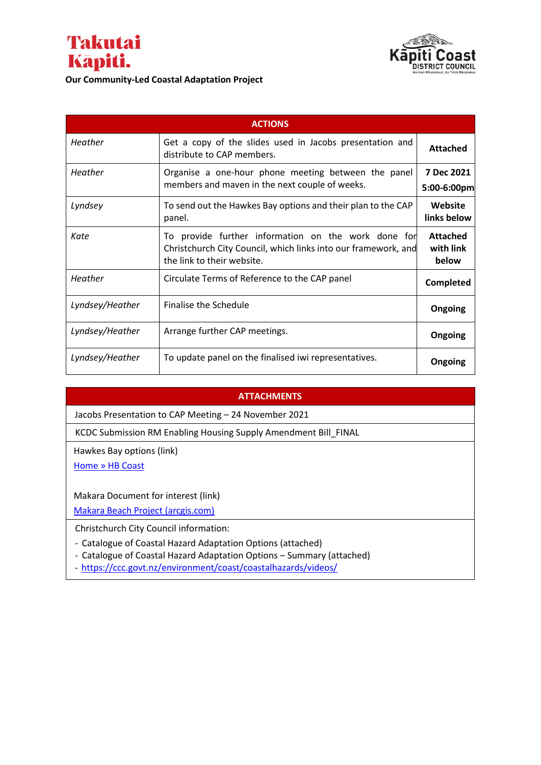**Takutai Kāpiti.**

**Our Community-Led Coastal Adaptation Project**

| ACTIONS | | |
|---|---|---|
| *Heather* | Get a copy of the slides used in Jacobs presentation and distribute to CAP members. | **Attached** |
| *Heather* | Organise a one-hour phone meeting between the panel members and maven in the next couple of weeks. | **7 Dec 2021 5:00-6:00pm** |
| *Lyndsey* | To send out the Hawkes Bay options and their plan to the CAP panel. | **Website links below** |
| *Kate* | To provide further information on the work done for Christchurch City Council, which links into our framework, and the link to their website. | **Attached with link below** |
| *Heather* | Circulate Terms of Reference to the CAP panel | **Completed** |
| *Lyndsey/Heather* | Finalise the Schedule | **Ongoing** |
| *Lyndsey/Heather* | Arrange further CAP meetings. | **Ongoing** |
| *Lyndsey/Heather* | To update panel on the finalised iwi representatives. | **Ongoing** |

| ATTACHMENTS |
|---|
| Jacobs Presentation to CAP Meeting – 24 November 2021 |
| KCDC Submission RM Enabling Housing Supply Amendment Bill_FINAL |
| Hawkes Bay options (link) [Home » HB Coast](Home » HB Coast) <br><br> Makara Document for interest (link) [Makara Beach Project (arcgis.com)](Makara Beach Project (arcgis.com)) |
| Christchurch City Council information: <br> - Catalogue of Coastal Hazard Adaptation Options (attached) <br> - Catalogue of Coastal Hazard Adaptation Options – Summary (attached) <br> - https://ccc.govt.nz/environment/coast/coastalhazards/videos/ |